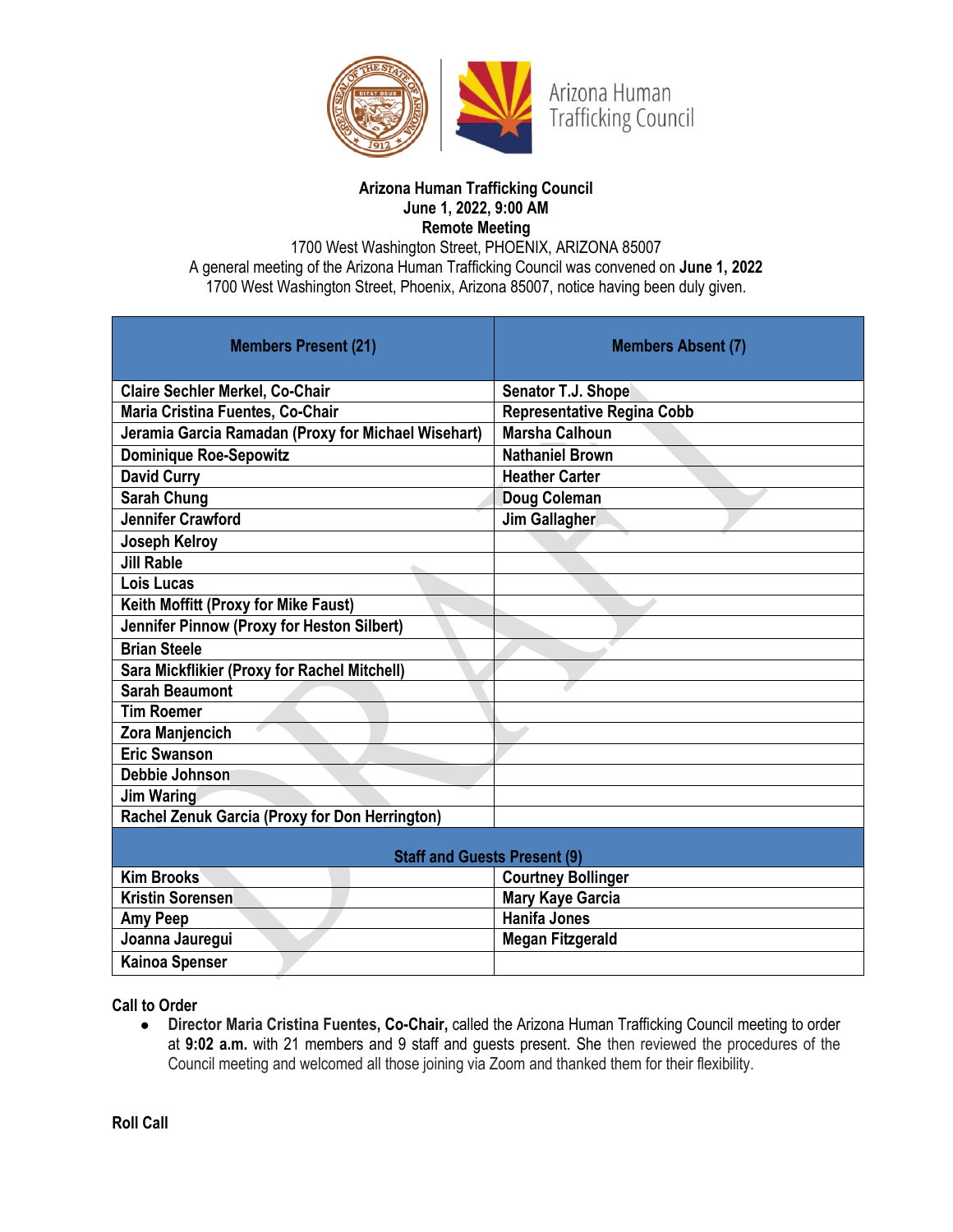Arizona Human Trafficking Council

**Arizona Human Trafficking Council**
**June 1, 2022, 9:00 AM**
**Remote Meeting**
1700 West Washington Street, PHOENIX, ARIZONA 85007
A general meeting of the Arizona Human Trafficking Council was convened on **June 1, 2022**
1700 West Washington Street, Phoenix, Arizona 85007, notice having been duly given.

| Members Present (21) | Members Absent (7) |
|---|---|
| Claire Sechler Merkel, Co-Chair | Senator T.J. Shope |
| Maria Cristina Fuentes, Co-Chair | Representative Regina Cobb |
| Jeramia Garcia Ramadan (Proxy for Michael Wisehart) | Marsha Calhoun |
| Dominique Roe-Sepowitz | Nathaniel Brown |
| David Curry | Heather Carter |
| Sarah Chung | Doug Coleman |
| Jennifer Crawford | Jim Gallagher |
| Joseph Kelroy | |
| Jill Rable | |
| Lois Lucas | |
| Keith Moffitt (Proxy for Mike Faust) | |
| Jennifer Pinnow (Proxy for Heston Silbert) | |
| Brian Steele | |
| Sara Mickflikier (Proxy for Rachel Mitchell) | |
| Sarah Beaumont | |
| Tim Roemer | |
| Zora Manjencich | |
| Eric Swanson | |
| Debbie Johnson | |
| Jim Waring | |
| Rachel Zenuk Garcia (Proxy for Don Herrington) | |
| **Staff and Guests Present (9)** | |
| Kim Brooks | Courtney Bollinger |
| Kristin Sorensen | Mary Kaye Garcia |
| Amy Peep | Hanifa Jones |
| Joanna Jauregui | Megan Fitzgerald |
| Kainoa Spenser | |

**Call to Order**

- **Director Maria Cristina Fuentes, Co-Chair,** called the Arizona Human Trafficking Council meeting to order at **9:02 a.m.** with 21 members and 9 staff and guests present. She then reviewed the procedures of the Council meeting and welcomed all those joining via Zoom and thanked them for their flexibility.

**Roll Call**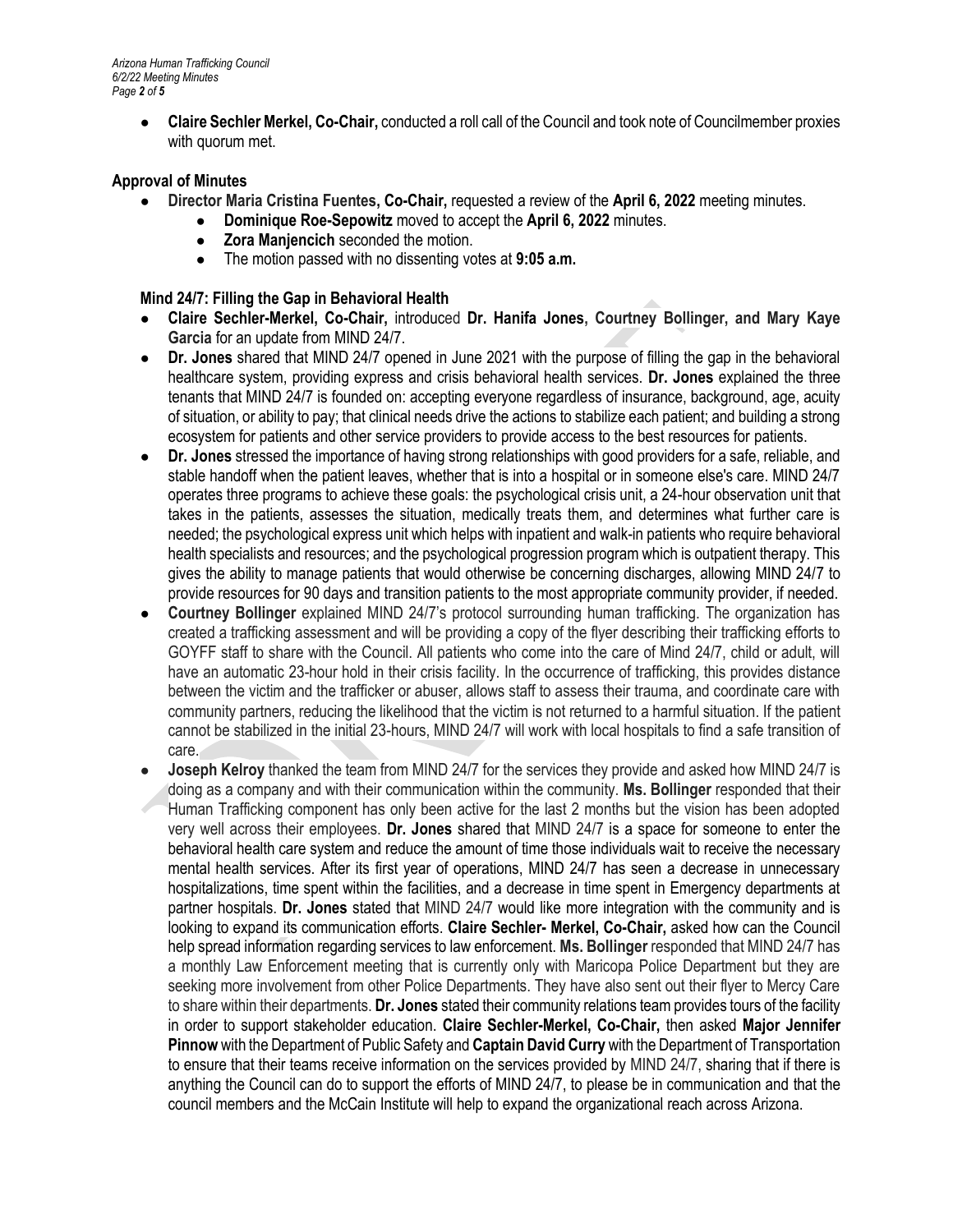- **Claire Sechler Merkel, Co-Chair,** conducted a roll call of the Council and took note of Councilmember proxies with quorum met.

**Approval of Minutes**

- **Director Maria Cristina Fuentes, Co-Chair,** requested a review of the **April 6, 2022** meeting minutes.
  - **Dominique Roe-Sepowitz** moved to accept the **April 6, 2022** minutes.
  - **Zora Manjencich** seconded the motion.
  - The motion passed with no dissenting votes at **9:05 a.m.**

**Mind 24/7: Filling the Gap in Behavioral Health**

- **Claire Sechler-Merkel, Co-Chair,** introduced **Dr. Hanifa Jones, Courtney Bollinger, and Mary Kaye Garcia** for an update from MIND 24/7.
- **Dr. Jones** shared that MIND 24/7 opened in June 2021 with the purpose of filling the gap in the behavioral healthcare system, providing express and crisis behavioral health services. **Dr. Jones** explained the three tenants that MIND 24/7 is founded on: accepting everyone regardless of insurance, background, age, acuity of situation, or ability to pay; that clinical needs drive the actions to stabilize each patient; and building a strong ecosystem for patients and other service providers to provide access to the best resources for patients.
- **Dr. Jones** stressed the importance of having strong relationships with good providers for a safe, reliable, and stable handoff when the patient leaves, whether that is into a hospital or in someone else's care. MIND 24/7 operates three programs to achieve these goals: the psychological crisis unit, a 24-hour observation unit that takes in the patients, assesses the situation, medically treats them, and determines what further care is needed; the psychological express unit which helps with inpatient and walk-in patients who require behavioral health specialists and resources; and the psychological progression program which is outpatient therapy. This gives the ability to manage patients that would otherwise be concerning discharges, allowing MIND 24/7 to provide resources for 90 days and transition patients to the most appropriate community provider, if needed.
- **Courtney Bollinger** explained MIND 24/7's protocol surrounding human trafficking. The organization has created a trafficking assessment and will be providing a copy of the flyer describing their trafficking efforts to GOYFF staff to share with the Council. All patients who come into the care of Mind 24/7, child or adult, will have an automatic 23-hour hold in their crisis facility. In the occurrence of trafficking, this provides distance between the victim and the trafficker or abuser, allows staff to assess their trauma, and coordinate care with community partners, reducing the likelihood that the victim is not returned to a harmful situation. If the patient cannot be stabilized in the initial 23-hours, MIND 24/7 will work with local hospitals to find a safe transition of care.
- **Joseph Kelroy** thanked the team from MIND 24/7 for the services they provide and asked how MIND 24/7 is doing as a company and with their communication within the community. **Ms. Bollinger** responded that their Human Trafficking component has only been active for the last 2 months but the vision has been adopted very well across their employees. **Dr. Jones** shared that MIND 24/7 is a space for someone to enter the behavioral health care system and reduce the amount of time those individuals wait to receive the necessary mental health services. After its first year of operations, MIND 24/7 has seen a decrease in unnecessary hospitalizations, time spent within the facilities, and a decrease in time spent in Emergency departments at partner hospitals. **Dr. Jones** stated that MIND 24/7 would like more integration with the community and is looking to expand its communication efforts. **Claire Sechler- Merkel, Co-Chair,** asked how can the Council help spread information regarding services to law enforcement. **Ms. Bollinger** responded that MIND 24/7 has a monthly Law Enforcement meeting that is currently only with Maricopa Police Department but they are seeking more involvement from other Police Departments. They have also sent out their flyer to Mercy Care to share within their departments. **Dr. Jones** stated their community relations team provides tours of the facility in order to support stakeholder education. **Claire Sechler-Merkel, Co-Chair,** then asked **Major Jennifer Pinnow** with the Department of Public Safety and **Captain David Curry** with the Department of Transportation to ensure that their teams receive information on the services provided by MIND 24/7, sharing that if there is anything the Council can do to support the efforts of MIND 24/7, to please be in communication and that the council members and the McCain Institute will help to expand the organizational reach across Arizona.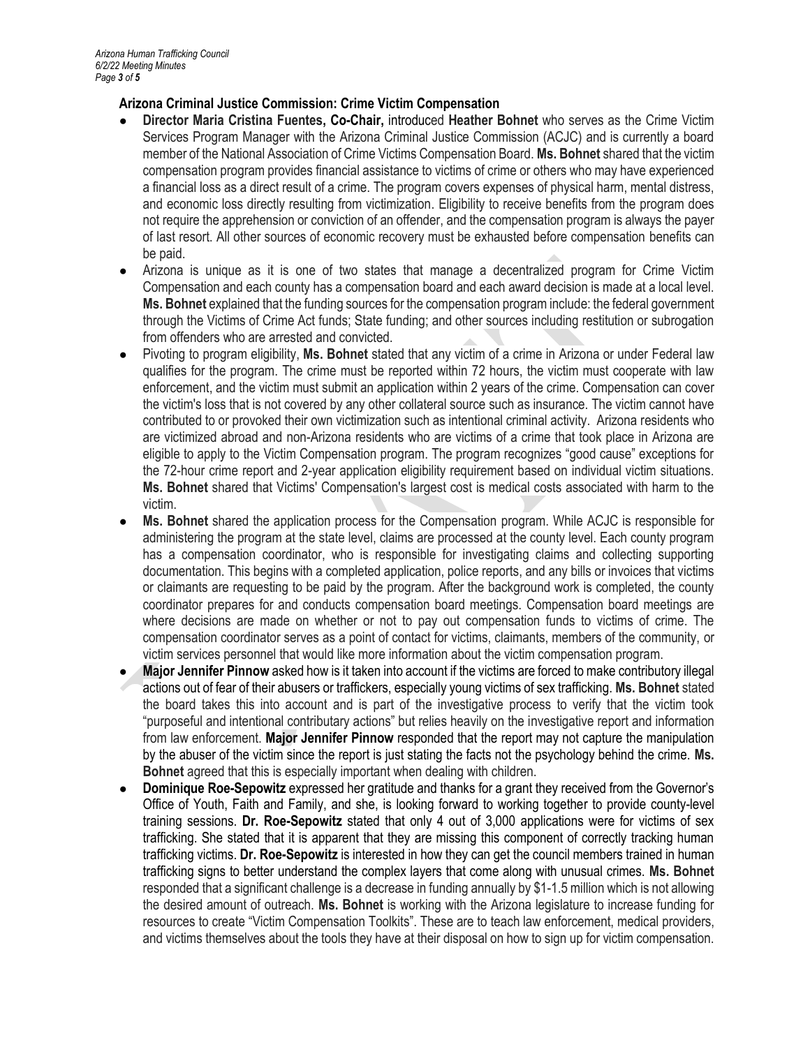### Arizona Criminal Justice Commission: Crime Victim Compensation

- **Director Maria Cristina Fuentes, Co-Chair,** introduced **Heather Bohnet** who serves as the Crime Victim Services Program Manager with the Arizona Criminal Justice Commission (ACJC) and is currently a board member of the National Association of Crime Victims Compensation Board. **Ms. Bohnet** shared that the victim compensation program provides financial assistance to victims of crime or others who may have experienced a financial loss as a direct result of a crime. The program covers expenses of physical harm, mental distress, and economic loss directly resulting from victimization. Eligibility to receive benefits from the program does not require the apprehension or conviction of an offender, and the compensation program is always the payer of last resort. All other sources of economic recovery must be exhausted before compensation benefits can be paid.
- Arizona is unique as it is one of two states that manage a decentralized program for Crime Victim Compensation and each county has a compensation board and each award decision is made at a local level. **Ms. Bohnet** explained that the funding sources for the compensation program include: the federal government through the Victims of Crime Act funds; State funding; and other sources including restitution or subrogation from offenders who are arrested and convicted.
- Pivoting to program eligibility, **Ms. Bohnet** stated that any victim of a crime in Arizona or under Federal law qualifies for the program. The crime must be reported within 72 hours, the victim must cooperate with law enforcement, and the victim must submit an application within 2 years of the crime. Compensation can cover the victim's loss that is not covered by any other collateral source such as insurance. The victim cannot have contributed to or provoked their own victimization such as intentional criminal activity. Arizona residents who are victimized abroad and non-Arizona residents who are victims of a crime that took place in Arizona are eligible to apply to the Victim Compensation program. The program recognizes "good cause" exceptions for the 72-hour crime report and 2-year application eligibility requirement based on individual victim situations. **Ms. Bohnet** shared that Victims' Compensation's largest cost is medical costs associated with harm to the victim.
- **Ms. Bohnet** shared the application process for the Compensation program. While ACJC is responsible for administering the program at the state level, claims are processed at the county level. Each county program has a compensation coordinator, who is responsible for investigating claims and collecting supporting documentation. This begins with a completed application, police reports, and any bills or invoices that victims or claimants are requesting to be paid by the program. After the background work is completed, the county coordinator prepares for and conducts compensation board meetings. Compensation board meetings are where decisions are made on whether or not to pay out compensation funds to victims of crime. The compensation coordinator serves as a point of contact for victims, claimants, members of the community, or victim services personnel that would like more information about the victim compensation program.
- **Major Jennifer Pinnow** asked how is it taken into account if the victims are forced to make contributory illegal actions out of fear of their abusers or traffickers, especially young victims of sex trafficking. **Ms. Bohnet** stated the board takes this into account and is part of the investigative process to verify that the victim took "purposeful and intentional contributary actions" but relies heavily on the investigative report and information from law enforcement. **Major Jennifer Pinnow** responded that the report may not capture the manipulation by the abuser of the victim since the report is just stating the facts not the psychology behind the crime. **Ms. Bohnet** agreed that this is especially important when dealing with children.
- **Dominique Roe-Sepowitz** expressed her gratitude and thanks for a grant they received from the Governor's Office of Youth, Faith and Family, and she, is looking forward to working together to provide county-level training sessions. **Dr. Roe-Sepowitz** stated that only 4 out of 3,000 applications were for victims of sex trafficking. She stated that it is apparent that they are missing this component of correctly tracking human trafficking victims. **Dr. Roe-Sepowitz** is interested in how they can get the council members trained in human trafficking signs to better understand the complex layers that come along with unusual crimes. **Ms. Bohnet** responded that a significant challenge is a decrease in funding annually by $1-1.5 million which is not allowing the desired amount of outreach. **Ms. Bohnet** is working with the Arizona legislature to increase funding for resources to create "Victim Compensation Toolkits". These are to teach law enforcement, medical providers, and victims themselves about the tools they have at their disposal on how to sign up for victim compensation.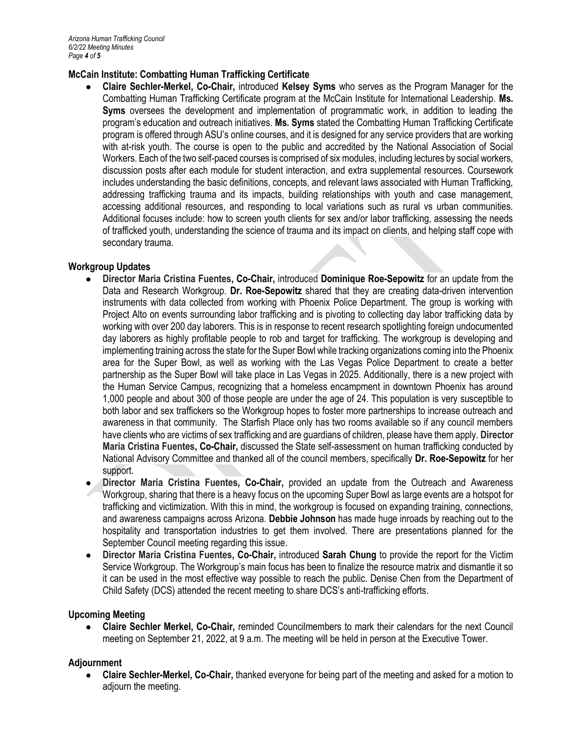### McCain Institute: Combatting Human Trafficking Certificate

- **Claire Sechler-Merkel, Co-Chair,** introduced **Kelsey Syms** who serves as the Program Manager for the Combatting Human Trafficking Certificate program at the McCain Institute for International Leadership. **Ms. Syms** oversees the development and implementation of programmatic work, in addition to leading the program's education and outreach initiatives. **Ms. Syms** stated the Combatting Human Trafficking Certificate program is offered through ASU's online courses, and it is designed for any service providers that are working with at-risk youth. The course is open to the public and accredited by the National Association of Social Workers. Each of the two self-paced courses is comprised of six modules, including lectures by social workers, discussion posts after each module for student interaction, and extra supplemental resources. Coursework includes understanding the basic definitions, concepts, and relevant laws associated with Human Trafficking, addressing trafficking trauma and its impacts, building relationships with youth and case management, accessing additional resources, and responding to local variations such as rural vs urban communities. Additional focuses include: how to screen youth clients for sex and/or labor trafficking, assessing the needs of trafficked youth, understanding the science of trauma and its impact on clients, and helping staff cope with secondary trauma.

### Workgroup Updates

- **Director Maria Cristina Fuentes, Co-Chair,** introduced **Dominique Roe-Sepowitz** for an update from the Data and Research Workgroup. **Dr. Roe-Sepowitz** shared that they are creating data-driven intervention instruments with data collected from working with Phoenix Police Department. The group is working with Project Alto on events surrounding labor trafficking and is pivoting to collecting day labor trafficking data by working with over 200 day laborers. This is in response to recent research spotlighting foreign undocumented day laborers as highly profitable people to rob and target for trafficking. The workgroup is developing and implementing training across the state for the Super Bowl while tracking organizations coming into the Phoenix area for the Super Bowl, as well as working with the Las Vegas Police Department to create a better partnership as the Super Bowl will take place in Las Vegas in 2025. Additionally, there is a new project with the Human Service Campus, recognizing that a homeless encampment in downtown Phoenix has around 1,000 people and about 300 of those people are under the age of 24. This population is very susceptible to both labor and sex traffickers so the Workgroup hopes to foster more partnerships to increase outreach and awareness in that community. The Starfish Place only has two rooms available so if any council members have clients who are victims of sex trafficking and are guardians of children, please have them apply. **Director Maria Cristina Fuentes, Co-Chair,** discussed the State self-assessment on human trafficking conducted by National Advisory Committee and thanked all of the council members, specifically **Dr. Roe-Sepowitz** for her support.
- **Director Maria Cristina Fuentes, Co-Chair,** provided an update from the Outreach and Awareness Workgroup, sharing that there is a heavy focus on the upcoming Super Bowl as large events are a hotspot for trafficking and victimization. With this in mind, the workgroup is focused on expanding training, connections, and awareness campaigns across Arizona. **Debbie Johnson** has made huge inroads by reaching out to the hospitality and transportation industries to get them involved. There are presentations planned for the September Council meeting regarding this issue.
- **Director Maria Cristina Fuentes, Co-Chair,** introduced **Sarah Chung** to provide the report for the Victim Service Workgroup. The Workgroup's main focus has been to finalize the resource matrix and dismantle it so it can be used in the most effective way possible to reach the public. Denise Chen from the Department of Child Safety (DCS) attended the recent meeting to share DCS's anti-trafficking efforts.

### Upcoming Meeting

- **Claire Sechler Merkel, Co-Chair,** reminded Councilmembers to mark their calendars for the next Council meeting on September 21, 2022, at 9 a.m. The meeting will be held in person at the Executive Tower.

### Adjournment

- **Claire Sechler-Merkel, Co-Chair,** thanked everyone for being part of the meeting and asked for a motion to adjourn the meeting.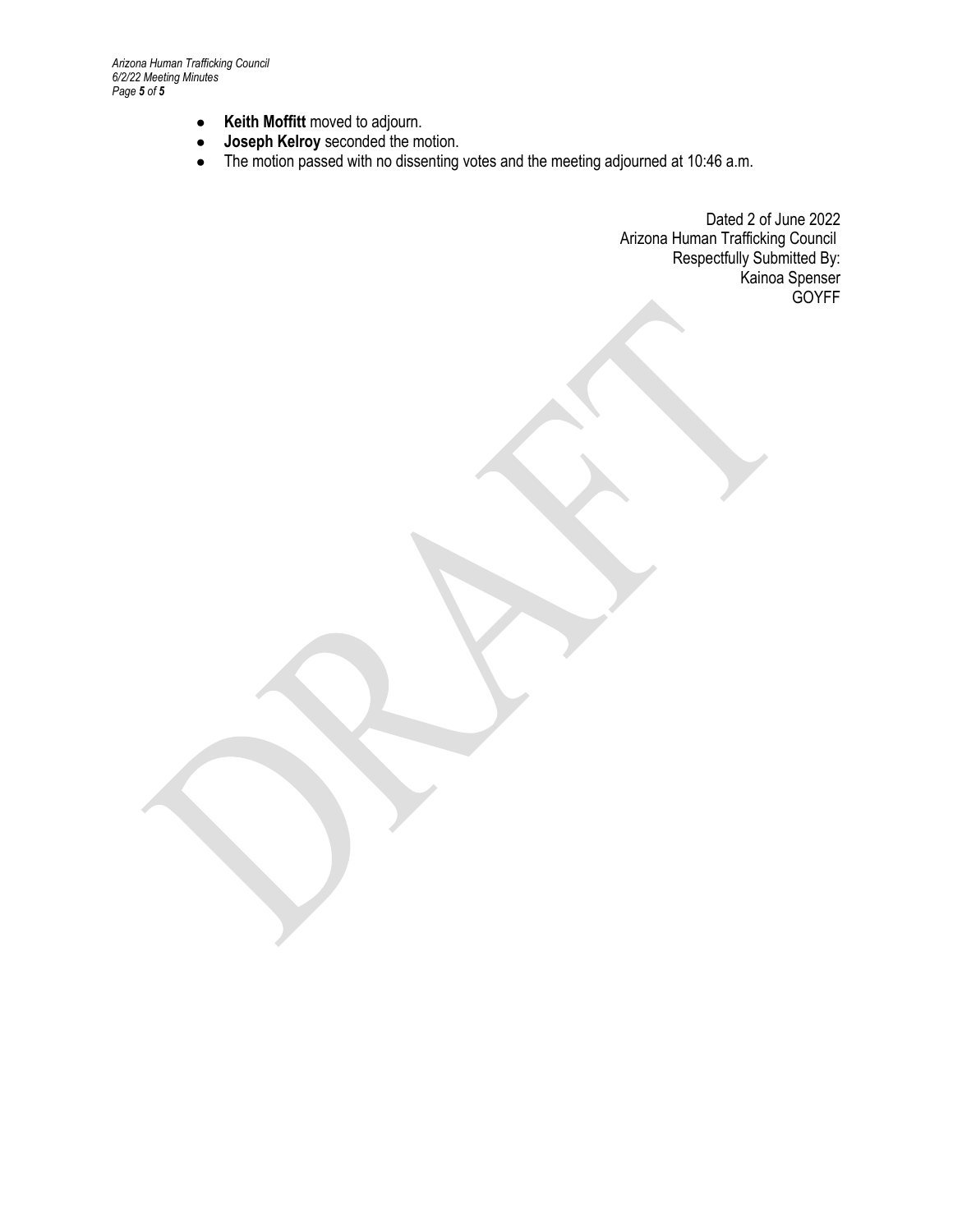- **Keith Moffitt** moved to adjourn.
- **Joseph Kelroy** seconded the motion.
- The motion passed with no dissenting votes and the meeting adjourned at 10:46 a.m.

Dated 2 of June 2022
Arizona Human Trafficking Council
Respectfully Submitted By:
Kainoa Spenser
GOYFF